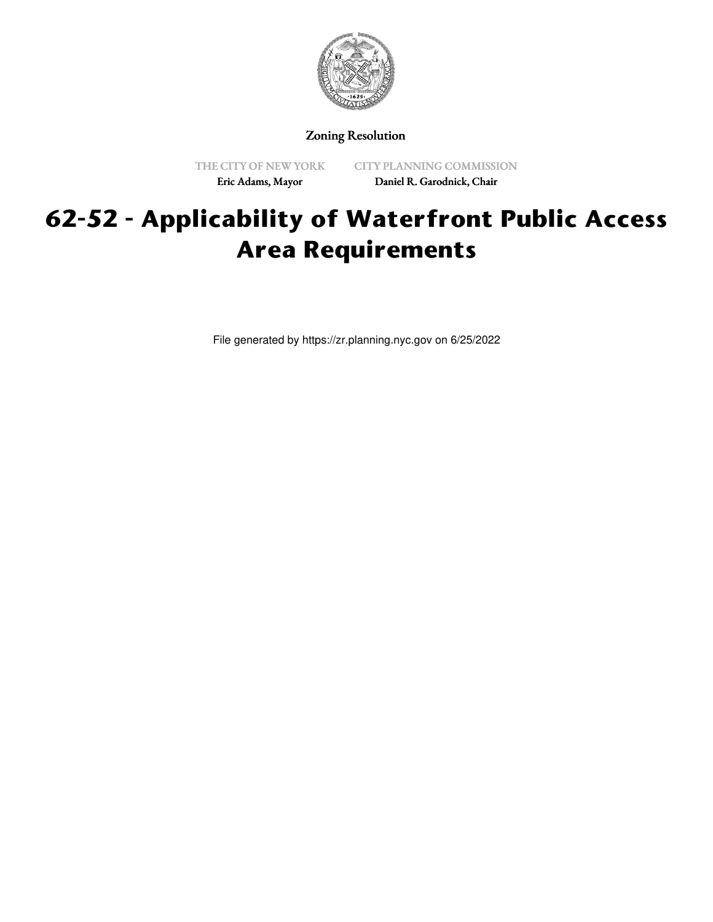Zoning Resolution

THE CITY OF NEW YORK

Eric Adams, Mayor

CITY PLANNING COMMISSION

Daniel R. Garodnick, Chair

# 62-52 - Applicability of Waterfront Public Access Area Requirements

File generated by https://zr.planning.nyc.gov on 6/25/2022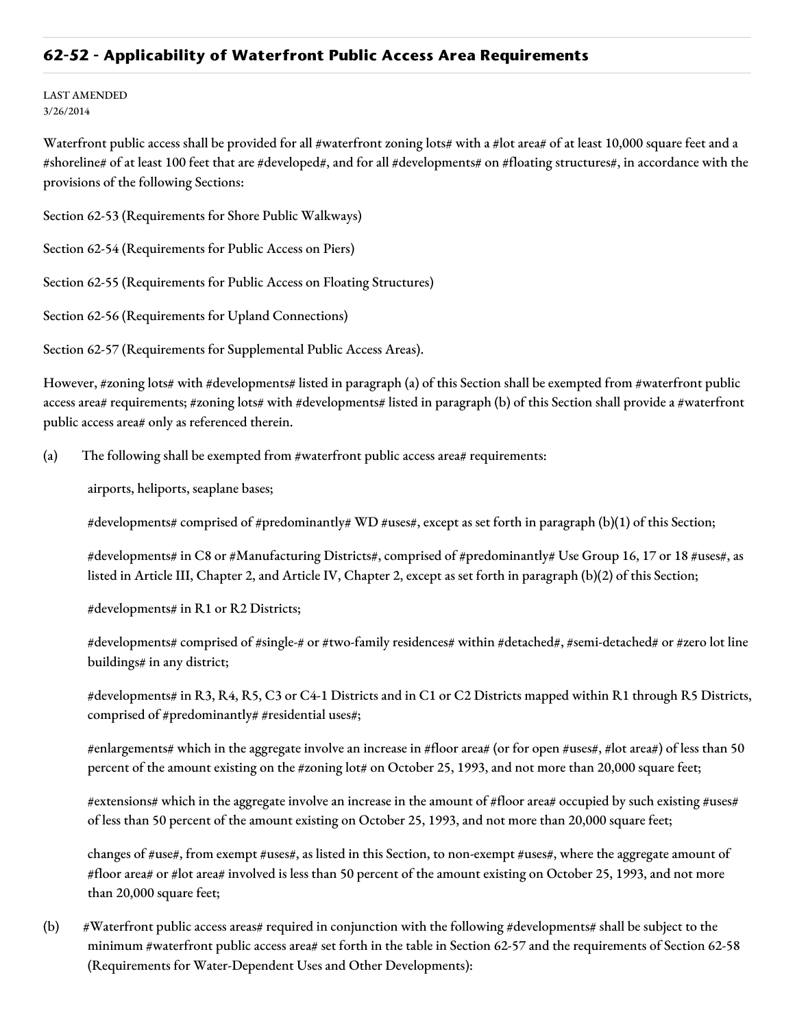## 62-52 - Applicability of Waterfront Public Access Area Requirements

LAST AMENDED
3/26/2014

Waterfront public access shall be provided for all #waterfront zoning lots# with a #lot area# of at least 10,000 square feet and a #shoreline# of at least 100 feet that are #developed#, and for all #developments# on #floating structures#, in accordance with the provisions of the following Sections:

Section 62-53 (Requirements for Shore Public Walkways)

Section 62-54 (Requirements for Public Access on Piers)

Section 62-55 (Requirements for Public Access on Floating Structures)

Section 62-56 (Requirements for Upland Connections)

Section 62-57 (Requirements for Supplemental Public Access Areas).

However, #zoning lots# with #developments# listed in paragraph (a) of this Section shall be exempted from #waterfront public access area# requirements; #zoning lots# with #developments# listed in paragraph (b) of this Section shall provide a #waterfront public access area# only as referenced therein.

(a) The following shall be exempted from #waterfront public access area# requirements:

airports, heliports, seaplane bases;

#developments# comprised of #predominantly# WD #uses#, except as set forth in paragraph (b)(1) of this Section;

#developments# in C8 or #Manufacturing Districts#, comprised of #predominantly# Use Group 16, 17 or 18 #uses#, as listed in Article III, Chapter 2, and Article IV, Chapter 2, except as set forth in paragraph (b)(2) of this Section;

#developments# in R1 or R2 Districts;

#developments# comprised of #single-# or #two-family residences# within #detached#, #semi-detached# or #zero lot line buildings# in any district;

#developments# in R3, R4, R5, C3 or C4-1 Districts and in C1 or C2 Districts mapped within R1 through R5 Districts, comprised of #predominantly# #residential uses#;

#enlargements# which in the aggregate involve an increase in #floor area# (or for open #uses#, #lot area#) of less than 50 percent of the amount existing on the #zoning lot# on October 25, 1993, and not more than 20,000 square feet;

#extensions# which in the aggregate involve an increase in the amount of #floor area# occupied by such existing #uses# of less than 50 percent of the amount existing on October 25, 1993, and not more than 20,000 square feet;

changes of #use#, from exempt #uses#, as listed in this Section, to non-exempt #uses#, where the aggregate amount of #floor area# or #lot area# involved is less than 50 percent of the amount existing on October 25, 1993, and not more than 20,000 square feet;

(b) #Waterfront public access areas# required in conjunction with the following #developments# shall be subject to the minimum #waterfront public access area# set forth in the table in Section 62-57 and the requirements of Section 62-58 (Requirements for Water-Dependent Uses and Other Developments):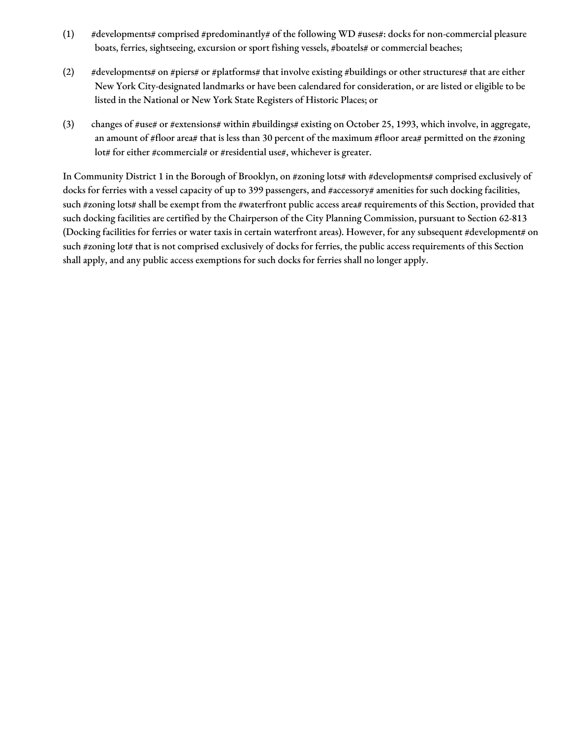(1) #developments# comprised #predominantly# of the following WD #uses#: docks for non-commercial pleasure boats, ferries, sightseeing, excursion or sport fishing vessels, #boatels# or commercial beaches;

(2) #developments# on #piers# or #platforms# that involve existing #buildings or other structures# that are either New York City-designated landmarks or have been calendared for consideration, or are listed or eligible to be listed in the National or New York State Registers of Historic Places; or

(3) changes of #use# or #extensions# within #buildings# existing on October 25, 1993, which involve, in aggregate, an amount of #floor area# that is less than 30 percent of the maximum #floor area# permitted on the #zoning lot# for either #commercial# or #residential use#, whichever is greater.

In Community District 1 in the Borough of Brooklyn, on #zoning lots# with #developments# comprised exclusively of docks for ferries with a vessel capacity of up to 399 passengers, and #accessory# amenities for such docking facilities, such #zoning lots# shall be exempt from the #waterfront public access area# requirements of this Section, provided that such docking facilities are certified by the Chairperson of the City Planning Commission, pursuant to Section 62-813 (Docking facilities for ferries or water taxis in certain waterfront areas). However, for any subsequent #development# on such #zoning lot# that is not comprised exclusively of docks for ferries, the public access requirements of this Section shall apply, and any public access exemptions for such docks for ferries shall no longer apply.